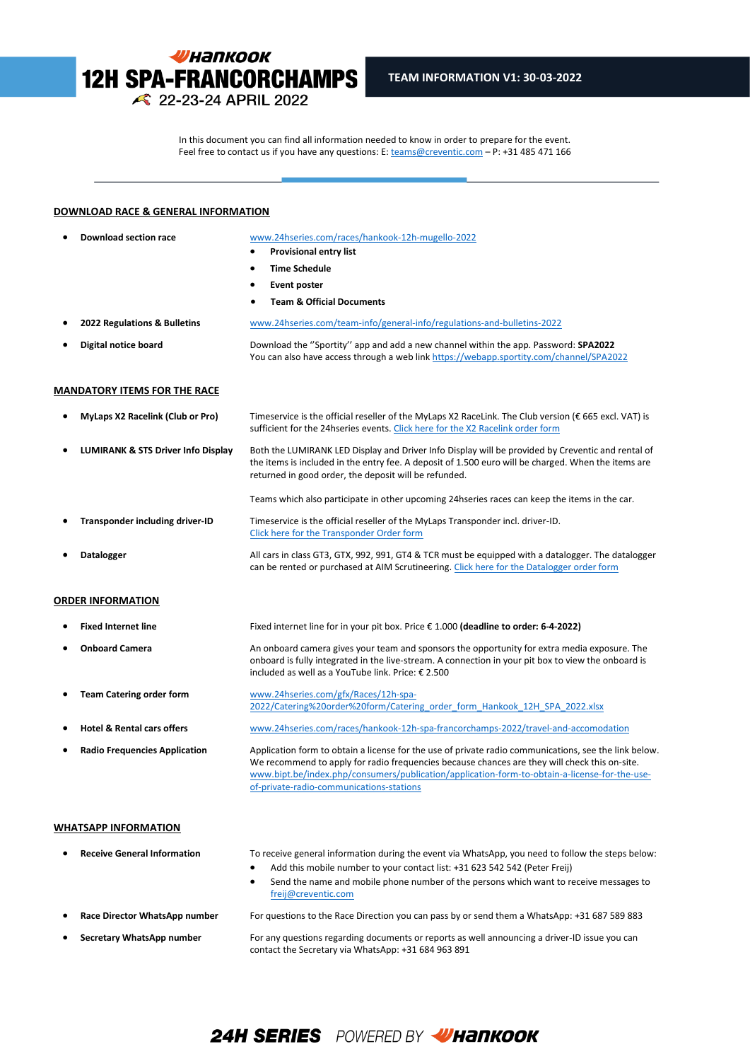# HANKOOK 12H SPA-FRANCORCHAMPS

22-23-24 APRIL 2022

**TEAM INFORMATION V1: 30-03-2022**

In this document you can find all information needed to know in order to prepare for the event.
Feel free to contact us if you have any questions: E: teams@creventic.com – P: +31 485 471 166

## DOWNLOAD RACE & GENERAL INFORMATION

- **Download section race** — www.24hseries.com/races/hankook-12h-mugello-2022
  - **Provisional entry list**
  - **Time Schedule**
  - **Event poster**
  - **Team & Official Documents**
- **2022 Regulations & Bulletins** — www.24hseries.com/team-info/general-info/regulations-and-bulletins-2022
- **Digital notice board** — Download the ''Sportity'' app and add a new channel within the app. Password: **SPA2022**
  You can also have access through a web link https://webapp.sportity.com/channel/SPA2022

## MANDATORY ITEMS FOR THE RACE

- **MyLaps X2 Racelink (Club or Pro)** — Timeservice is the official reseller of the MyLaps X2 RaceLink. The Club version (€ 665 excl. VAT) is sufficient for the 24hseries events. Click here for the X2 Racelink order form
- **LUMIRANK & STS Driver Info Display** — Both the LUMIRANK LED Display and Driver Info Display will be provided by Creventic and rental of the items is included in the entry fee. A deposit of 1.500 euro will be charged. When the items are returned in good order, the deposit will be refunded.

  Teams which also participate in other upcoming 24hseries races can keep the items in the car.
- **Transponder including driver-ID** — Timeservice is the official reseller of the MyLaps Transponder incl. driver-ID.
  Click here for the Transponder Order form
- **Datalogger** — All cars in class GT3, GTX, 992, 991, GT4 & TCR must be equipped with a datalogger. The datalogger can be rented or purchased at AIM Scrutineering. Click here for the Datalogger order form

## ORDER INFORMATION

- **Fixed Internet line** — Fixed internet line for in your pit box. Price € 1.000 **(deadline to order: 6-4-2022)**
- **Onboard Camera** — An onboard camera gives your team and sponsors the opportunity for extra media exposure. The onboard is fully integrated in the live-stream. A connection in your pit box to view the onboard is included as well as a YouTube link. Price: € 2.500
- **Team Catering order form** — www.24hseries.com/gfx/Races/12h-spa-2022/Catering%20order%20form/Catering_order_form_Hankook_12H_SPA_2022.xlsx
- **Hotel & Rental cars offers** — www.24hseries.com/races/hankook-12h-spa-francorchamps-2022/travel-and-accomodation
- **Radio Frequencies Application** — Application form to obtain a license for the use of private radio communications, see the link below. We recommend to apply for radio frequencies because chances are they will check this on-site.
  www.bipt.be/index.php/consumers/publication/application-form-to-obtain-a-license-for-the-use-of-private-radio-communications-stations

## WHATSAPP INFORMATION

- **Receive General Information** — To receive general information during the event via WhatsApp, you need to follow the steps below:
  - Add this mobile number to your contact list: +31 623 542 542 (Peter Freij)
  - Send the name and mobile phone number of the persons which want to receive messages to freij@creventic.com
- **Race Director WhatsApp number** — For questions to the Race Direction you can pass by or send them a WhatsApp: +31 687 589 883
- **Secretary WhatsApp number** — For any questions regarding documents or reports as well announcing a driver-ID issue you can contact the Secretary via WhatsApp: +31 684 963 891

**24H SERIES** POWERED BY **HANKOOK**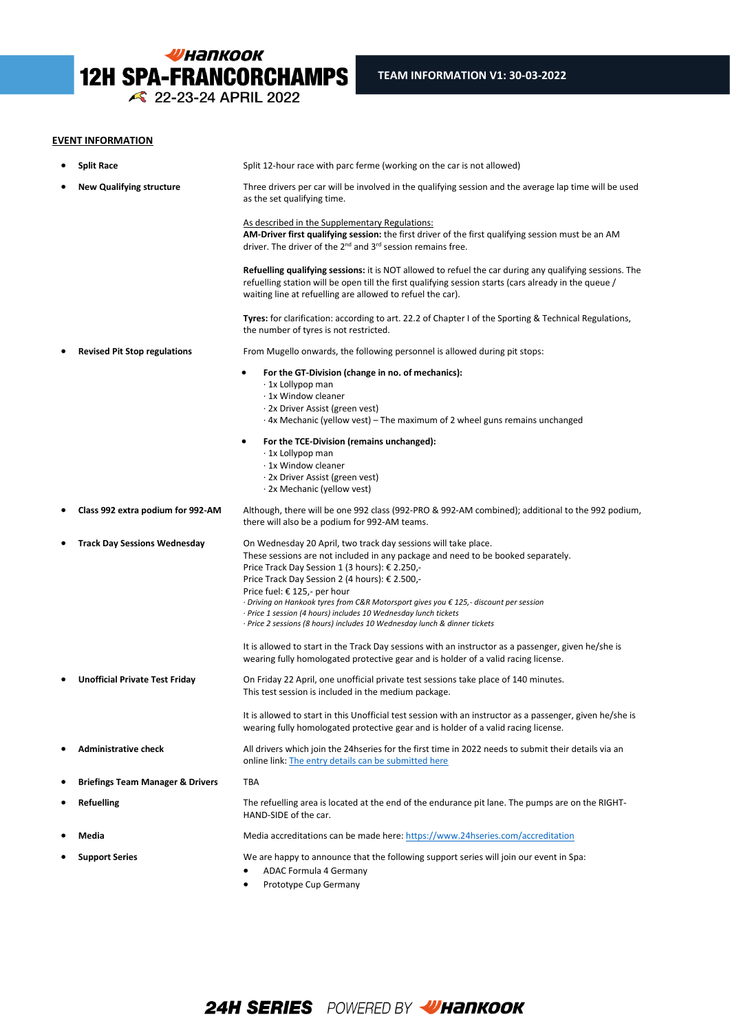## EVENT INFORMATION

- **Split Race**

  Split 12-hour race with parc ferme (working on the car is not allowed)

- **New Qualifying structure**

  Three drivers per car will be involved in the qualifying session and the average lap time will be used as the set qualifying time.

  As described in the Supplementary Regulations:
  **AM-Driver first qualifying session:** the first driver of the first qualifying session must be an AM driver. The driver of the 2nd and 3rd session remains free.

  **Refuelling qualifying sessions:** it is NOT allowed to refuel the car during any qualifying sessions. The refuelling station will be open till the first qualifying session starts (cars already in the queue / waiting line at refuelling are allowed to refuel the car).

  **Tyres:** for clarification: according to art. 22.2 of Chapter I of the Sporting & Technical Regulations, the number of tyres is not restricted.

- **Revised Pit Stop regulations**

  From Mugello onwards, the following personnel is allowed during pit stops:

  - **For the GT-Division (change in no. of mechanics):**
    · 1x Lollypop man
    · 1x Window cleaner
    · 2x Driver Assist (green vest)
    · 4x Mechanic (yellow vest) – The maximum of 2 wheel guns remains unchanged

  - **For the TCE-Division (remains unchanged):**
    · 1x Lollypop man
    · 1x Window cleaner
    · 2x Driver Assist (green vest)
    · 2x Mechanic (yellow vest)

- **Class 992 extra podium for 992-AM**

  Although, there will be one 992 class (992-PRO & 992-AM combined); additional to the 992 podium, there will also be a podium for 992-AM teams.

- **Track Day Sessions Wednesday**

  On Wednesday 20 April, two track day sessions will take place.
  These sessions are not included in any package and need to be booked separately.
  Price Track Day Session 1 (3 hours): € 2.250,-
  Price Track Day Session 2 (4 hours): € 2.500,-
  Price fuel: € 125,- per hour
  *· Driving on Hankook tyres from C&R Motorsport gives you € 125,- discount per session*
  *· Price 1 session (4 hours) includes 10 Wednesday lunch tickets*
  *· Price 2 sessions (8 hours) includes 10 Wednesday lunch & dinner tickets*

  It is allowed to start in the Track Day sessions with an instructor as a passenger, given he/she is wearing fully homologated protective gear and is holder of a valid racing license.

- **Unofficial Private Test Friday**

  On Friday 22 April, one unofficial private test sessions take place of 140 minutes.
  This test session is included in the medium package.

  It is allowed to start in this Unofficial test session with an instructor as a passenger, given he/she is wearing fully homologated protective gear and is holder of a valid racing license.

- **Administrative check**

  All drivers which join the 24hseries for the first time in 2022 needs to submit their details via an online link: The entry details can be submitted here

- **Briefings Team Manager & Drivers**

  TBA

- **Refuelling**

  The refuelling area is located at the end of the endurance pit lane. The pumps are on the RIGHT-HAND-SIDE of the car.

- **Media**

  Media accreditations can be made here: https://www.24hseries.com/accreditation

- **Support Series**

  We are happy to announce that the following support series will join our event in Spa:
  - ADAC Formula 4 Germany
  - Prototype Cup Germany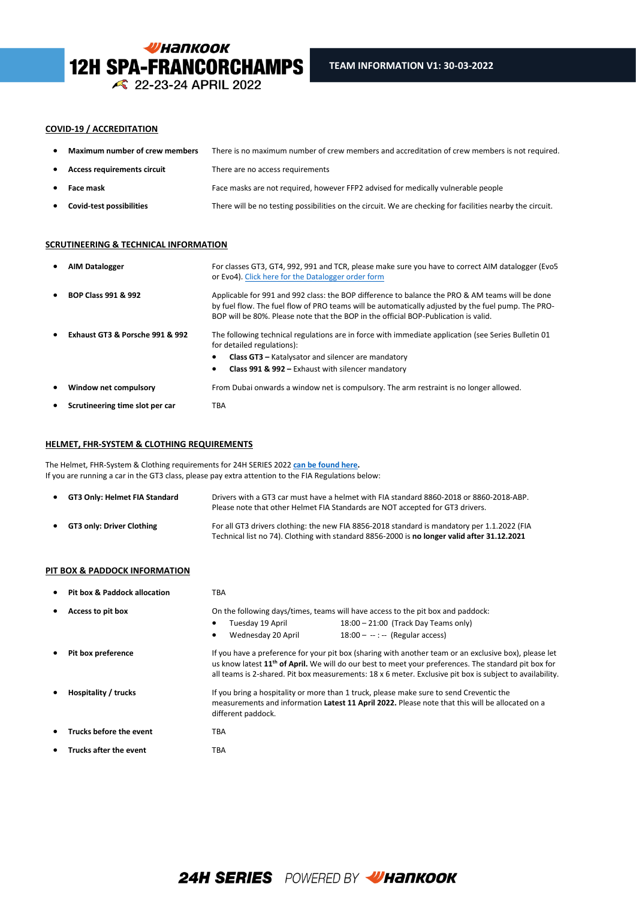## COVID-19 / ACCREDITATION

- **Maximum number of crew members** — There is no maximum number of crew members and accreditation of crew members is not required.
- **Access requirements circuit** — There are no access requirements
- **Face mask** — Face masks are not required, however FFP2 advised for medically vulnerable people
- **Covid-test possibilities** — There will be no testing possibilities on the circuit. We are checking for facilities nearby the circuit.

## SCRUTINEERING & TECHNICAL INFORMATION

- **AIM Datalogger** — For classes GT3, GT4, 992, 991 and TCR, please make sure you have to correct AIM datalogger (Evo5 or Evo4). Click here for the Datalogger order form
- **BOP Class 991 & 992** — Applicable for 991 and 992 class: the BOP difference to balance the PRO & AM teams will be done by fuel flow. The fuel flow of PRO teams will be automatically adjusted by the fuel pump. The PRO-BOP will be 80%. Please note that the BOP in the official BOP-Publication is valid.
- **Exhaust GT3 & Porsche 991 & 992** — The following technical regulations are in force with immediate application (see Series Bulletin 01 for detailed regulations):
  - **Class GT3 –** Katalysator and silencer are mandatory
  - **Class 991 & 992 –** Exhaust with silencer mandatory
- **Window net compulsory** — From Dubai onwards a window net is compulsory. The arm restraint is no longer allowed.
- **Scrutineering time slot per car** — TBA

## HELMET, FHR-SYSTEM & CLOTHING REQUIREMENTS

The Helmet, FHR-System & Clothing requirements for 24H SERIES 2022 **can be found here**.
If you are running a car in the GT3 class, please pay extra attention to the FIA Regulations below:

- **GT3 Only: Helmet FIA Standard** — Drivers with a GT3 car must have a helmet with FIA standard 8860-2018 or 8860-2018-ABP. Please note that other Helmet FIA Standards are NOT accepted for GT3 drivers.
- **GT3 only: Driver Clothing** — For all GT3 drivers clothing: the new FIA 8856-2018 standard is mandatory per 1.1.2022 (FIA Technical list no 74). Clothing with standard 8856-2000 is **no longer valid after 31.12.2021**

## PIT BOX & PADDOCK INFORMATION

- **Pit box & Paddock allocation** — TBA
- **Access to pit box** — On the following days/times, teams will have access to the pit box and paddock:
  - Tuesday 19 April — 18:00 – 21:00 (Track Day Teams only)
  - Wednesday 20 April — 18:00 – --:-- (Regular access)
- **Pit box preference** — If you have a preference for your pit box (sharing with another team or an exclusive box), please let us know latest **11th of April.** We will do our best to meet your preferences. The standard pit box for all teams is 2-shared. Pit box measurements: 18 x 6 meter. Exclusive pit box is subject to availability.
- **Hospitality / trucks** — If you bring a hospitality or more than 1 truck, please make sure to send Creventic the measurements and information **Latest 11 April 2022.** Please note that this will be allocated on a different paddock.
- **Trucks before the event** — TBA
- **Trucks after the event** — TBA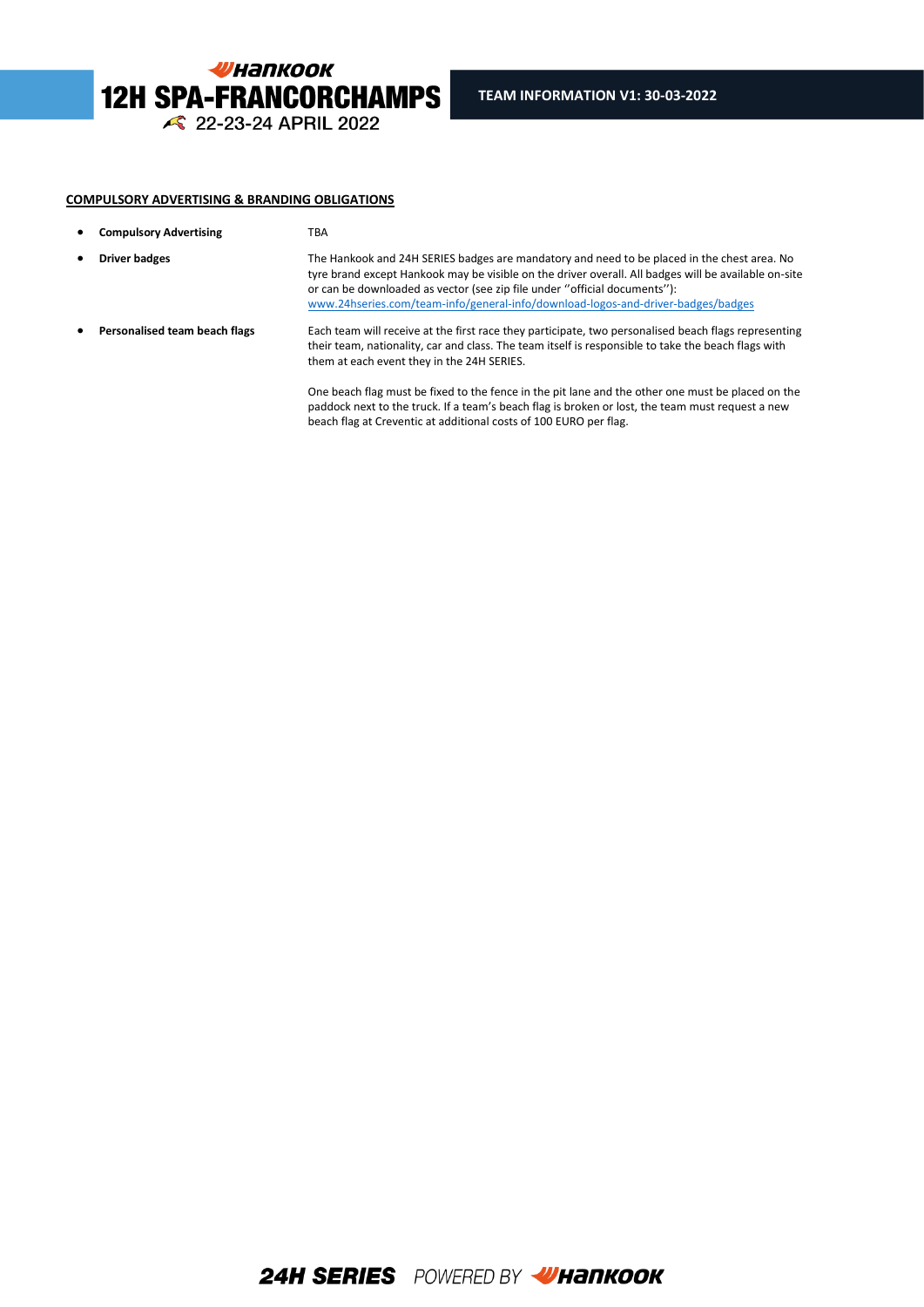## COMPULSORY ADVERTISING & BRANDING OBLIGATIONS

- **Compulsory Advertising** TBA
- **Driver badges** The Hankook and 24H SERIES badges are mandatory and need to be placed in the chest area. No tyre brand except Hankook may be visible on the driver overall. All badges will be available on-site or can be downloaded as vector (see zip file under ''official documents''): [www.24hseries.com/team-info/general-info/download-logos-and-driver-badges/badges](www.24hseries.com/team-info/general-info/download-logos-and-driver-badges/badges)
- **Personalised team beach flags** Each team will receive at the first race they participate, two personalised beach flags representing their team, nationality, car and class. The team itself is responsible to take the beach flags with them at each event they in the 24H SERIES.

  One beach flag must be fixed to the fence in the pit lane and the other one must be placed on the paddock next to the truck. If a team's beach flag is broken or lost, the team must request a new beach flag at Creventic at additional costs of 100 EURO per flag.